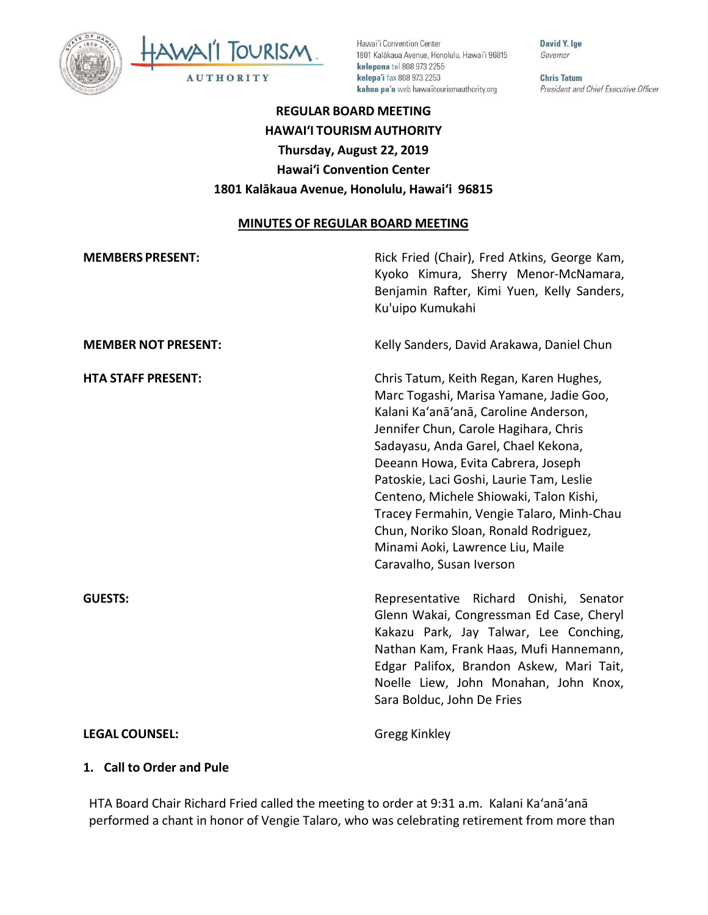Hawaiʻi Convention Center
1801 Kalākaua Avenue, Honolulu, Hawaiʻi 96815
**kelepona** tel 808 973 2255
**kelepaʻi** fax 808 973 2253
**kahua paʻa** web hawaiitourismauthority.org

**David Y. Ige**
*Governor*

**Chris Tatum**
*President and Chief Executive Officer*

**REGULAR BOARD MEETING**
**HAWAIʻI TOURISM AUTHORITY**
**Thursday, August 22, 2019**
**Hawaiʻi Convention Center**
**1801 Kalākaua Avenue, Honolulu, Hawaiʻi 96815**

**MINUTES OF REGULAR BOARD MEETING**

| | |
|---|---|
| **MEMBERS PRESENT:** | Rick Fried (Chair), Fred Atkins, George Kam, Kyoko Kimura, Sherry Menor-McNamara, Benjamin Rafter, Kimi Yuen, Kelly Sanders, Ku'uipo Kumukahi |
| **MEMBER NOT PRESENT:** | Kelly Sanders, David Arakawa, Daniel Chun |
| **HTA STAFF PRESENT:** | Chris Tatum, Keith Regan, Karen Hughes, Marc Togashi, Marisa Yamane, Jadie Goo, Kalani Kaʻanāʻanā, Caroline Anderson, Jennifer Chun, Carole Hagihara, Chris Sadayasu, Anda Garel, Chael Kekona, Deeann Howa, Evita Cabrera, Joseph Patoskie, Laci Goshi, Laurie Tam, Leslie Centeno, Michele Shiowaki, Talon Kishi, Tracey Fermahin, Vengie Talaro, Minh-Chau Chun, Noriko Sloan, Ronald Rodriguez, Minami Aoki, Lawrence Liu, Maile Caravalho, Susan Iverson |
| **GUESTS:** | Representative Richard Onishi, Senator Glenn Wakai, Congressman Ed Case, Cheryl Kakazu Park, Jay Talwar, Lee Conching, Nathan Kam, Frank Haas, Mufi Hannemann, Edgar Palifox, Brandon Askew, Mari Tait, Noelle Liew, John Monahan, John Knox, Sara Bolduc, John De Fries |
| **LEGAL COUNSEL:** | Gregg Kinkley |

### 1. Call to Order and Pule

HTA Board Chair Richard Fried called the meeting to order at 9:31 a.m. Kalani Kaʻanāʻanā performed a chant in honor of Vengie Talaro, who was celebrating retirement from more than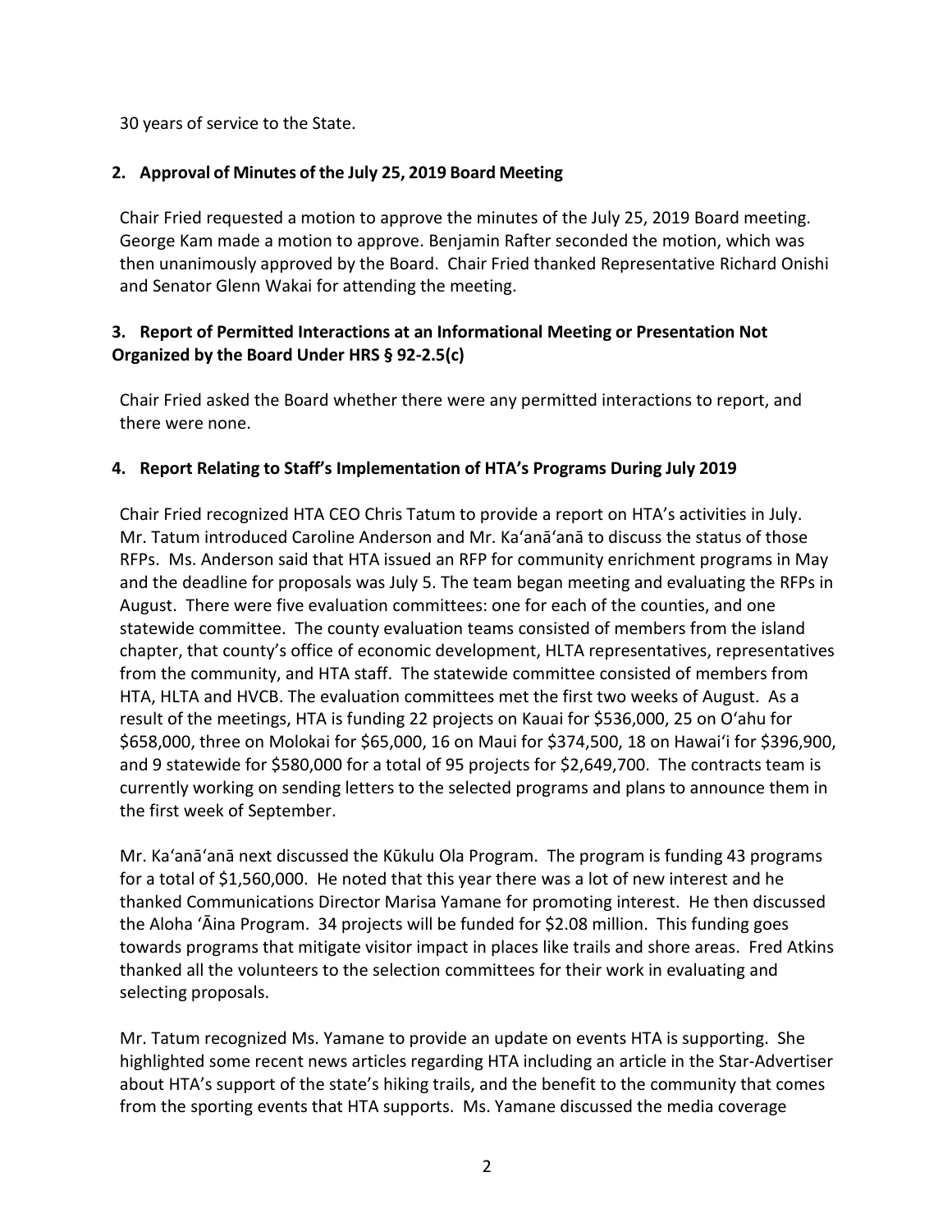30 years of service to the State.

## 2. Approval of Minutes of the July 25, 2019 Board Meeting

Chair Fried requested a motion to approve the minutes of the July 25, 2019 Board meeting. George Kam made a motion to approve. Benjamin Rafter seconded the motion, which was then unanimously approved by the Board. Chair Fried thanked Representative Richard Onishi and Senator Glenn Wakai for attending the meeting.

## 3. Report of Permitted Interactions at an Informational Meeting or Presentation Not Organized by the Board Under HRS § 92-2.5(c)

Chair Fried asked the Board whether there were any permitted interactions to report, and there were none.

## 4. Report Relating to Staff's Implementation of HTA's Programs During July 2019

Chair Fried recognized HTA CEO Chris Tatum to provide a report on HTA's activities in July. Mr. Tatum introduced Caroline Anderson and Mr. Kaʻanāʻanā to discuss the status of those RFPs. Ms. Anderson said that HTA issued an RFP for community enrichment programs in May and the deadline for proposals was July 5. The team began meeting and evaluating the RFPs in August. There were five evaluation committees: one for each of the counties, and one statewide committee. The county evaluation teams consisted of members from the island chapter, that county's office of economic development, HLTA representatives, representatives from the community, and HTA staff. The statewide committee consisted of members from HTA, HLTA and HVCB. The evaluation committees met the first two weeks of August. As a result of the meetings, HTA is funding 22 projects on Kauai for $536,000, 25 on Oʻahu for $658,000, three on Molokai for $65,000, 16 on Maui for $374,500, 18 on Hawaiʻi for $396,900, and 9 statewide for $580,000 for a total of 95 projects for $2,649,700. The contracts team is currently working on sending letters to the selected programs and plans to announce them in the first week of September.

Mr. Kaʻanāʻanā next discussed the Kūkulu Ola Program. The program is funding 43 programs for a total of $1,560,000. He noted that this year there was a lot of new interest and he thanked Communications Director Marisa Yamane for promoting interest. He then discussed the Aloha ʻĀina Program. 34 projects will be funded for $2.08 million. This funding goes towards programs that mitigate visitor impact in places like trails and shore areas. Fred Atkins thanked all the volunteers to the selection committees for their work in evaluating and selecting proposals.

Mr. Tatum recognized Ms. Yamane to provide an update on events HTA is supporting. She highlighted some recent news articles regarding HTA including an article in the Star-Advertiser about HTA's support of the state's hiking trails, and the benefit to the community that comes from the sporting events that HTA supports. Ms. Yamane discussed the media coverage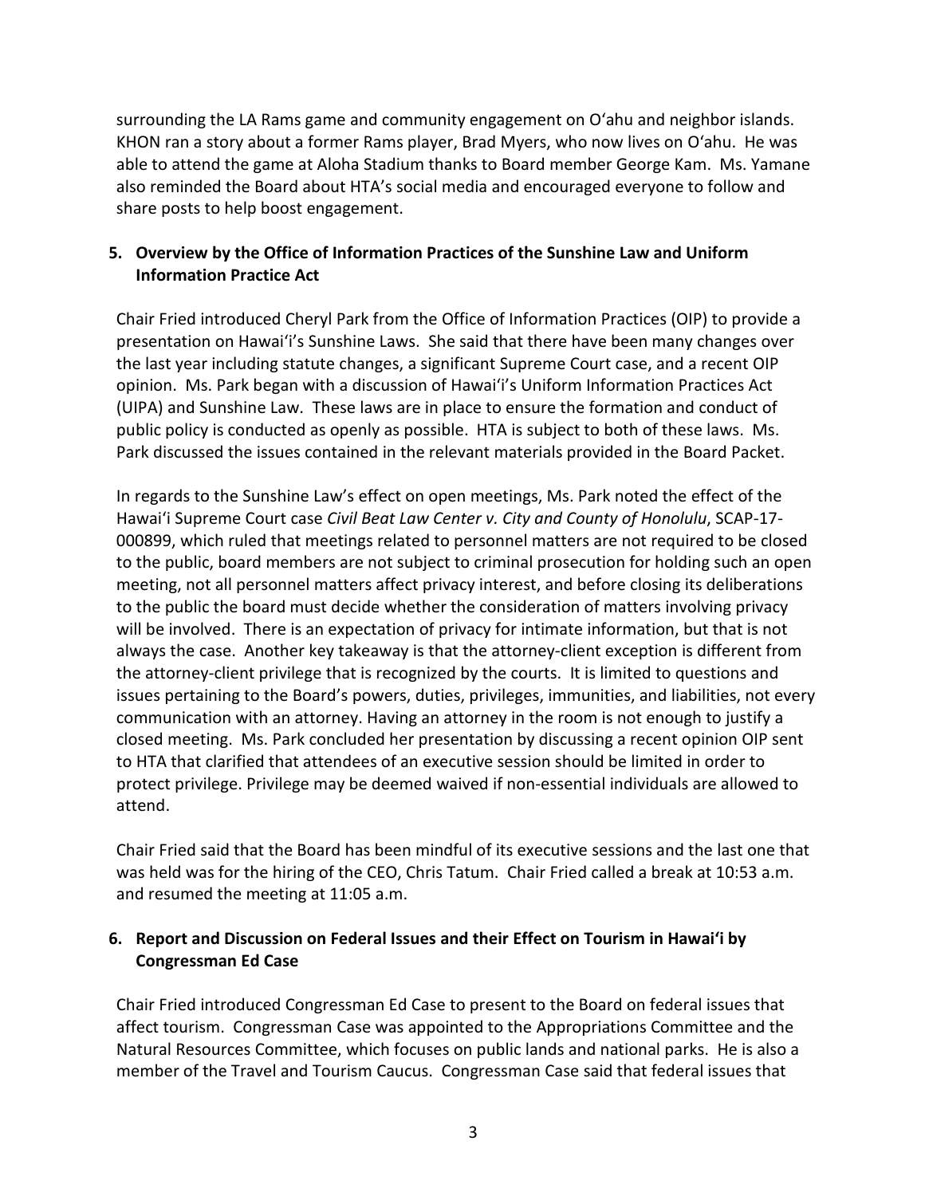surrounding the LA Rams game and community engagement on Oʻahu and neighbor islands. KHON ran a story about a former Rams player, Brad Myers, who now lives on Oʻahu. He was able to attend the game at Aloha Stadium thanks to Board member George Kam. Ms. Yamane also reminded the Board about HTA's social media and encouraged everyone to follow and share posts to help boost engagement.

**5. Overview by the Office of Information Practices of the Sunshine Law and Uniform Information Practice Act**

Chair Fried introduced Cheryl Park from the Office of Information Practices (OIP) to provide a presentation on Hawaiʻi's Sunshine Laws. She said that there have been many changes over the last year including statute changes, a significant Supreme Court case, and a recent OIP opinion. Ms. Park began with a discussion of Hawaiʻi's Uniform Information Practices Act (UIPA) and Sunshine Law. These laws are in place to ensure the formation and conduct of public policy is conducted as openly as possible. HTA is subject to both of these laws. Ms. Park discussed the issues contained in the relevant materials provided in the Board Packet.

In regards to the Sunshine Law's effect on open meetings, Ms. Park noted the effect of the Hawaiʻi Supreme Court case *Civil Beat Law Center v. City and County of Honolulu*, SCAP-17-000899, which ruled that meetings related to personnel matters are not required to be closed to the public, board members are not subject to criminal prosecution for holding such an open meeting, not all personnel matters affect privacy interest, and before closing its deliberations to the public the board must decide whether the consideration of matters involving privacy will be involved. There is an expectation of privacy for intimate information, but that is not always the case. Another key takeaway is that the attorney-client exception is different from the attorney-client privilege that is recognized by the courts. It is limited to questions and issues pertaining to the Board's powers, duties, privileges, immunities, and liabilities, not every communication with an attorney. Having an attorney in the room is not enough to justify a closed meeting. Ms. Park concluded her presentation by discussing a recent opinion OIP sent to HTA that clarified that attendees of an executive session should be limited in order to protect privilege. Privilege may be deemed waived if non-essential individuals are allowed to attend.

Chair Fried said that the Board has been mindful of its executive sessions and the last one that was held was for the hiring of the CEO, Chris Tatum. Chair Fried called a break at 10:53 a.m. and resumed the meeting at 11:05 a.m.

**6. Report and Discussion on Federal Issues and their Effect on Tourism in Hawaiʻi by Congressman Ed Case**

Chair Fried introduced Congressman Ed Case to present to the Board on federal issues that affect tourism. Congressman Case was appointed to the Appropriations Committee and the Natural Resources Committee, which focuses on public lands and national parks. He is also a member of the Travel and Tourism Caucus. Congressman Case said that federal issues that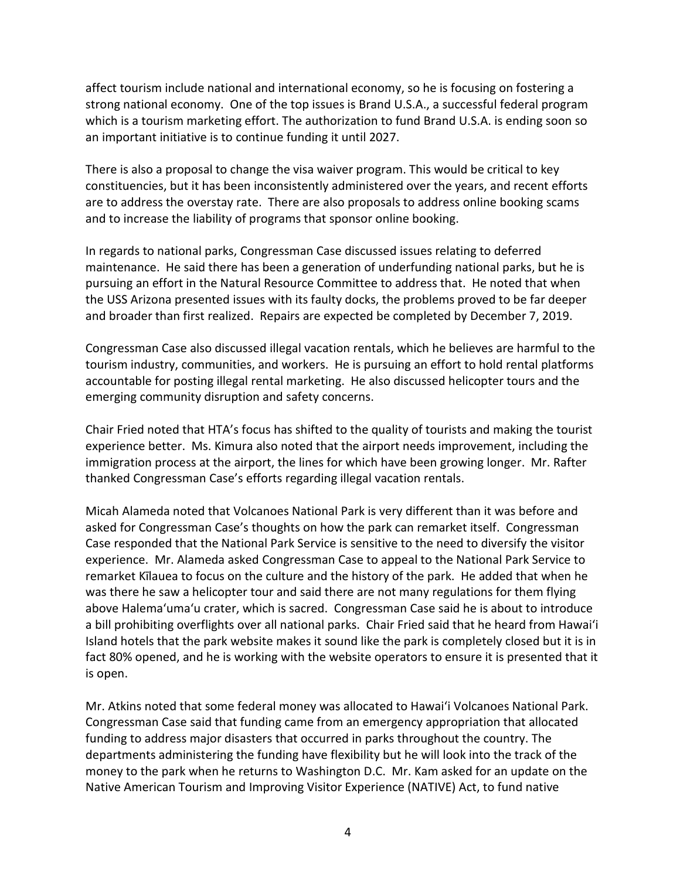affect tourism include national and international economy, so he is focusing on fostering a strong national economy. One of the top issues is Brand U.S.A., a successful federal program which is a tourism marketing effort. The authorization to fund Brand U.S.A. is ending soon so an important initiative is to continue funding it until 2027.

There is also a proposal to change the visa waiver program. This would be critical to key constituencies, but it has been inconsistently administered over the years, and recent efforts are to address the overstay rate. There are also proposals to address online booking scams and to increase the liability of programs that sponsor online booking.

In regards to national parks, Congressman Case discussed issues relating to deferred maintenance. He said there has been a generation of underfunding national parks, but he is pursuing an effort in the Natural Resource Committee to address that. He noted that when the USS Arizona presented issues with its faulty docks, the problems proved to be far deeper and broader than first realized. Repairs are expected be completed by December 7, 2019.

Congressman Case also discussed illegal vacation rentals, which he believes are harmful to the tourism industry, communities, and workers. He is pursuing an effort to hold rental platforms accountable for posting illegal rental marketing. He also discussed helicopter tours and the emerging community disruption and safety concerns.

Chair Fried noted that HTA's focus has shifted to the quality of tourists and making the tourist experience better. Ms. Kimura also noted that the airport needs improvement, including the immigration process at the airport, the lines for which have been growing longer. Mr. Rafter thanked Congressman Case's efforts regarding illegal vacation rentals.

Micah Alameda noted that Volcanoes National Park is very different than it was before and asked for Congressman Case's thoughts on how the park can remarket itself. Congressman Case responded that the National Park Service is sensitive to the need to diversify the visitor experience. Mr. Alameda asked Congressman Case to appeal to the National Park Service to remarket Kīlauea to focus on the culture and the history of the park. He added that when he was there he saw a helicopter tour and said there are not many regulations for them flying above Halemaʻumaʻu crater, which is sacred. Congressman Case said he is about to introduce a bill prohibiting overflights over all national parks. Chair Fried said that he heard from Hawaiʻi Island hotels that the park website makes it sound like the park is completely closed but it is in fact 80% opened, and he is working with the website operators to ensure it is presented that it is open.

Mr. Atkins noted that some federal money was allocated to Hawaiʻi Volcanoes National Park. Congressman Case said that funding came from an emergency appropriation that allocated funding to address major disasters that occurred in parks throughout the country. The departments administering the funding have flexibility but he will look into the track of the money to the park when he returns to Washington D.C. Mr. Kam asked for an update on the Native American Tourism and Improving Visitor Experience (NATIVE) Act, to fund native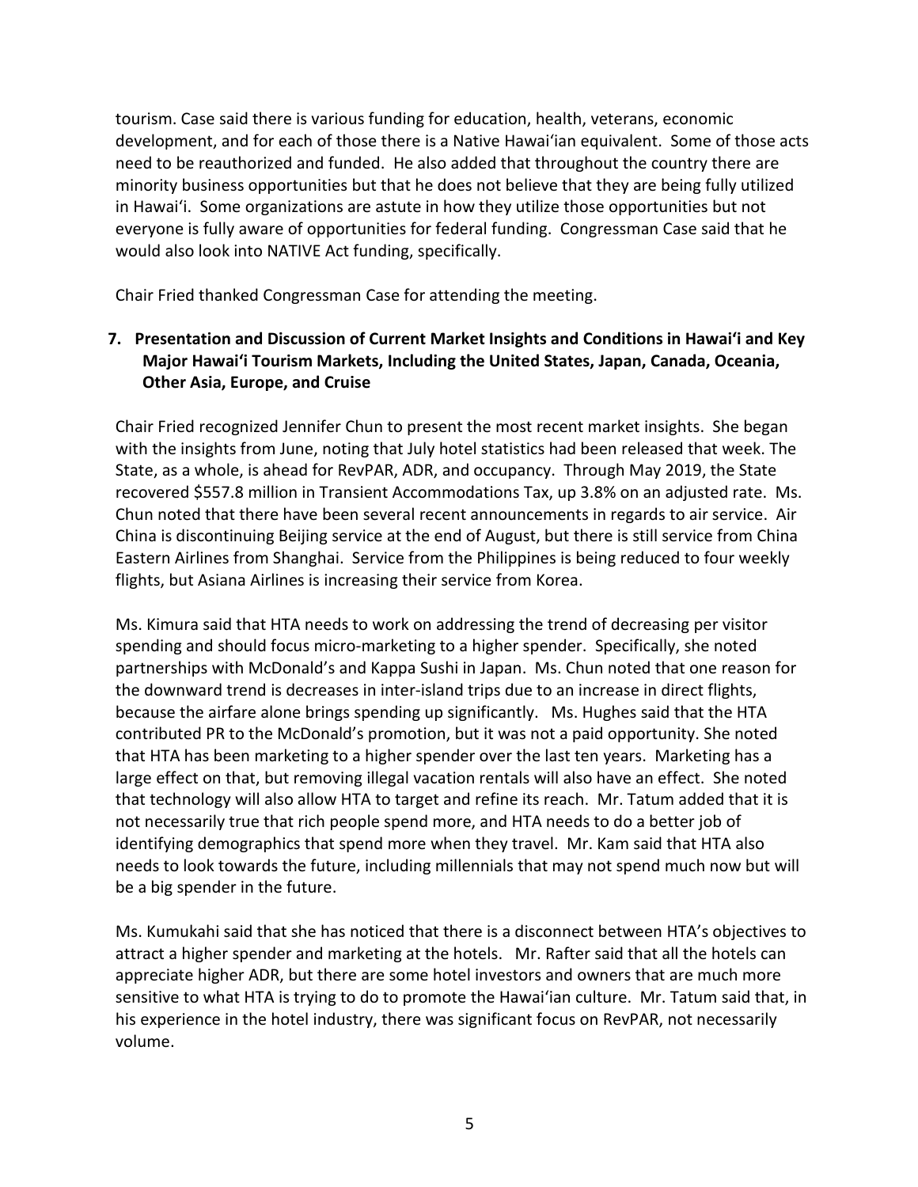tourism. Case said there is various funding for education, health, veterans, economic development, and for each of those there is a Native Hawaiʻian equivalent. Some of those acts need to be reauthorized and funded. He also added that throughout the country there are minority business opportunities but that he does not believe that they are being fully utilized in Hawaiʻi. Some organizations are astute in how they utilize those opportunities but not everyone is fully aware of opportunities for federal funding. Congressman Case said that he would also look into NATIVE Act funding, specifically.

Chair Fried thanked Congressman Case for attending the meeting.

**7. Presentation and Discussion of Current Market Insights and Conditions in Hawaiʻi and Key Major Hawaiʻi Tourism Markets, Including the United States, Japan, Canada, Oceania, Other Asia, Europe, and Cruise**

Chair Fried recognized Jennifer Chun to present the most recent market insights. She began with the insights from June, noting that July hotel statistics had been released that week. The State, as a whole, is ahead for RevPAR, ADR, and occupancy. Through May 2019, the State recovered $557.8 million in Transient Accommodations Tax, up 3.8% on an adjusted rate. Ms. Chun noted that there have been several recent announcements in regards to air service. Air China is discontinuing Beijing service at the end of August, but there is still service from China Eastern Airlines from Shanghai. Service from the Philippines is being reduced to four weekly flights, but Asiana Airlines is increasing their service from Korea.

Ms. Kimura said that HTA needs to work on addressing the trend of decreasing per visitor spending and should focus micro-marketing to a higher spender. Specifically, she noted partnerships with McDonald's and Kappa Sushi in Japan. Ms. Chun noted that one reason for the downward trend is decreases in inter-island trips due to an increase in direct flights, because the airfare alone brings spending up significantly. Ms. Hughes said that the HTA contributed PR to the McDonald's promotion, but it was not a paid opportunity. She noted that HTA has been marketing to a higher spender over the last ten years. Marketing has a large effect on that, but removing illegal vacation rentals will also have an effect. She noted that technology will also allow HTA to target and refine its reach. Mr. Tatum added that it is not necessarily true that rich people spend more, and HTA needs to do a better job of identifying demographics that spend more when they travel. Mr. Kam said that HTA also needs to look towards the future, including millennials that may not spend much now but will be a big spender in the future.

Ms. Kumukahi said that she has noticed that there is a disconnect between HTA's objectives to attract a higher spender and marketing at the hotels. Mr. Rafter said that all the hotels can appreciate higher ADR, but there are some hotel investors and owners that are much more sensitive to what HTA is trying to do to promote the Hawaiʻian culture. Mr. Tatum said that, in his experience in the hotel industry, there was significant focus on RevPAR, not necessarily volume.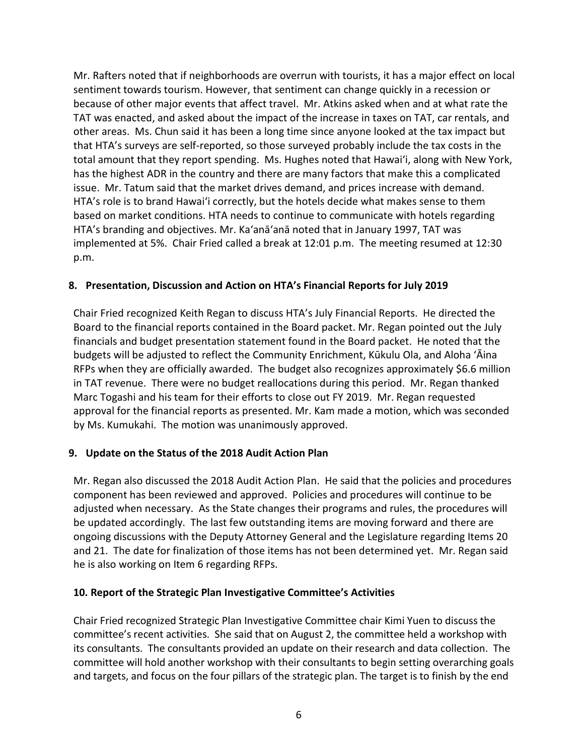Mr. Rafters noted that if neighborhoods are overrun with tourists, it has a major effect on local sentiment towards tourism. However, that sentiment can change quickly in a recession or because of other major events that affect travel. Mr. Atkins asked when and at what rate the TAT was enacted, and asked about the impact of the increase in taxes on TAT, car rentals, and other areas. Ms. Chun said it has been a long time since anyone looked at the tax impact but that HTA's surveys are self-reported, so those surveyed probably include the tax costs in the total amount that they report spending. Ms. Hughes noted that Hawaiʻi, along with New York, has the highest ADR in the country and there are many factors that make this a complicated issue. Mr. Tatum said that the market drives demand, and prices increase with demand. HTA's role is to brand Hawaiʻi correctly, but the hotels decide what makes sense to them based on market conditions. HTA needs to continue to communicate with hotels regarding HTA's branding and objectives. Mr. Kaʻanāʻanā noted that in January 1997, TAT was implemented at 5%. Chair Fried called a break at 12:01 p.m. The meeting resumed at 12:30 p.m.

## 8. Presentation, Discussion and Action on HTA's Financial Reports for July 2019

Chair Fried recognized Keith Regan to discuss HTA's July Financial Reports. He directed the Board to the financial reports contained in the Board packet. Mr. Regan pointed out the July financials and budget presentation statement found in the Board packet. He noted that the budgets will be adjusted to reflect the Community Enrichment, Kūkulu Ola, and Aloha ʻĀina RFPs when they are officially awarded. The budget also recognizes approximately $6.6 million in TAT revenue. There were no budget reallocations during this period. Mr. Regan thanked Marc Togashi and his team for their efforts to close out FY 2019. Mr. Regan requested approval for the financial reports as presented. Mr. Kam made a motion, which was seconded by Ms. Kumukahi. The motion was unanimously approved.

## 9. Update on the Status of the 2018 Audit Action Plan

Mr. Regan also discussed the 2018 Audit Action Plan. He said that the policies and procedures component has been reviewed and approved. Policies and procedures will continue to be adjusted when necessary. As the State changes their programs and rules, the procedures will be updated accordingly. The last few outstanding items are moving forward and there are ongoing discussions with the Deputy Attorney General and the Legislature regarding Items 20 and 21. The date for finalization of those items has not been determined yet. Mr. Regan said he is also working on Item 6 regarding RFPs.

## 10. Report of the Strategic Plan Investigative Committee's Activities

Chair Fried recognized Strategic Plan Investigative Committee chair Kimi Yuen to discuss the committee's recent activities. She said that on August 2, the committee held a workshop with its consultants. The consultants provided an update on their research and data collection. The committee will hold another workshop with their consultants to begin setting overarching goals and targets, and focus on the four pillars of the strategic plan. The target is to finish by the end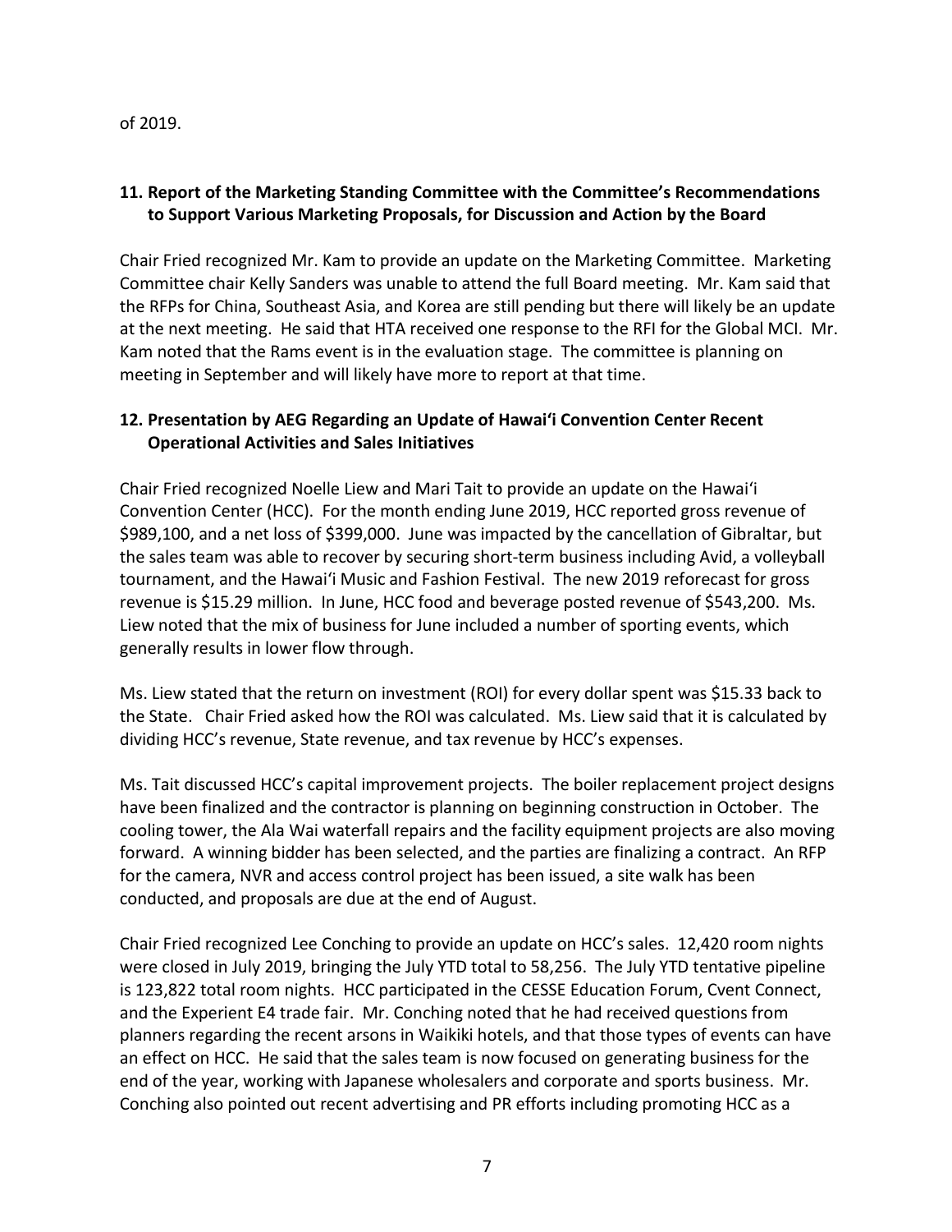of 2019.

## 11. Report of the Marketing Standing Committee with the Committee's Recommendations to Support Various Marketing Proposals, for Discussion and Action by the Board

Chair Fried recognized Mr. Kam to provide an update on the Marketing Committee. Marketing Committee chair Kelly Sanders was unable to attend the full Board meeting. Mr. Kam said that the RFPs for China, Southeast Asia, and Korea are still pending but there will likely be an update at the next meeting. He said that HTA received one response to the RFI for the Global MCI. Mr. Kam noted that the Rams event is in the evaluation stage. The committee is planning on meeting in September and will likely have more to report at that time.

## 12. Presentation by AEG Regarding an Update of Hawai'i Convention Center Recent Operational Activities and Sales Initiatives

Chair Fried recognized Noelle Liew and Mari Tait to provide an update on the Hawai'i Convention Center (HCC). For the month ending June 2019, HCC reported gross revenue of $989,100, and a net loss of $399,000. June was impacted by the cancellation of Gibraltar, but the sales team was able to recover by securing short-term business including Avid, a volleyball tournament, and the Hawai'i Music and Fashion Festival. The new 2019 reforecast for gross revenue is $15.29 million. In June, HCC food and beverage posted revenue of $543,200. Ms. Liew noted that the mix of business for June included a number of sporting events, which generally results in lower flow through.

Ms. Liew stated that the return on investment (ROI) for every dollar spent was $15.33 back to the State. Chair Fried asked how the ROI was calculated. Ms. Liew said that it is calculated by dividing HCC's revenue, State revenue, and tax revenue by HCC's expenses.

Ms. Tait discussed HCC's capital improvement projects. The boiler replacement project designs have been finalized and the contractor is planning on beginning construction in October. The cooling tower, the Ala Wai waterfall repairs and the facility equipment projects are also moving forward. A winning bidder has been selected, and the parties are finalizing a contract. An RFP for the camera, NVR and access control project has been issued, a site walk has been conducted, and proposals are due at the end of August.

Chair Fried recognized Lee Conching to provide an update on HCC's sales. 12,420 room nights were closed in July 2019, bringing the July YTD total to 58,256. The July YTD tentative pipeline is 123,822 total room nights. HCC participated in the CESSE Education Forum, Cvent Connect, and the Experient E4 trade fair. Mr. Conching noted that he had received questions from planners regarding the recent arsons in Waikiki hotels, and that those types of events can have an effect on HCC. He said that the sales team is now focused on generating business for the end of the year, working with Japanese wholesalers and corporate and sports business. Mr. Conching also pointed out recent advertising and PR efforts including promoting HCC as a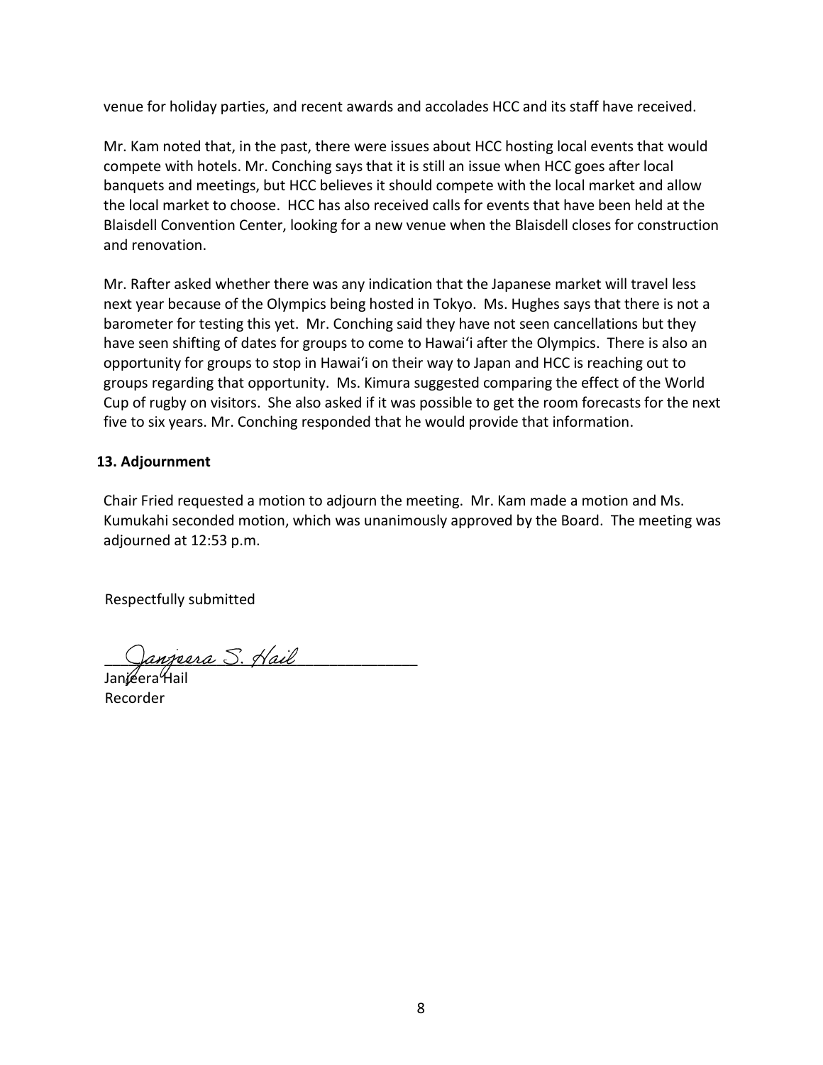venue for holiday parties, and recent awards and accolades HCC and its staff have received.

Mr. Kam noted that, in the past, there were issues about HCC hosting local events that would compete with hotels. Mr. Conching says that it is still an issue when HCC goes after local banquets and meetings, but HCC believes it should compete with the local market and allow the local market to choose. HCC has also received calls for events that have been held at the Blaisdell Convention Center, looking for a new venue when the Blaisdell closes for construction and renovation.

Mr. Rafter asked whether there was any indication that the Japanese market will travel less next year because of the Olympics being hosted in Tokyo. Ms. Hughes says that there is not a barometer for testing this yet. Mr. Conching said they have not seen cancellations but they have seen shifting of dates for groups to come to Hawaiʻi after the Olympics. There is also an opportunity for groups to stop in Hawaiʻi on their way to Japan and HCC is reaching out to groups regarding that opportunity. Ms. Kimura suggested comparing the effect of the World Cup of rugby on visitors. She also asked if it was possible to get the room forecasts for the next five to six years. Mr. Conching responded that he would provide that information.

**13. Adjournment**

Chair Fried requested a motion to adjourn the meeting. Mr. Kam made a motion and Ms. Kumukahi seconded motion, which was unanimously approved by the Board. The meeting was adjourned at 12:53 p.m.

Respectfully submitted

Janjeera S. Hail

Janjeera Hail
Recorder